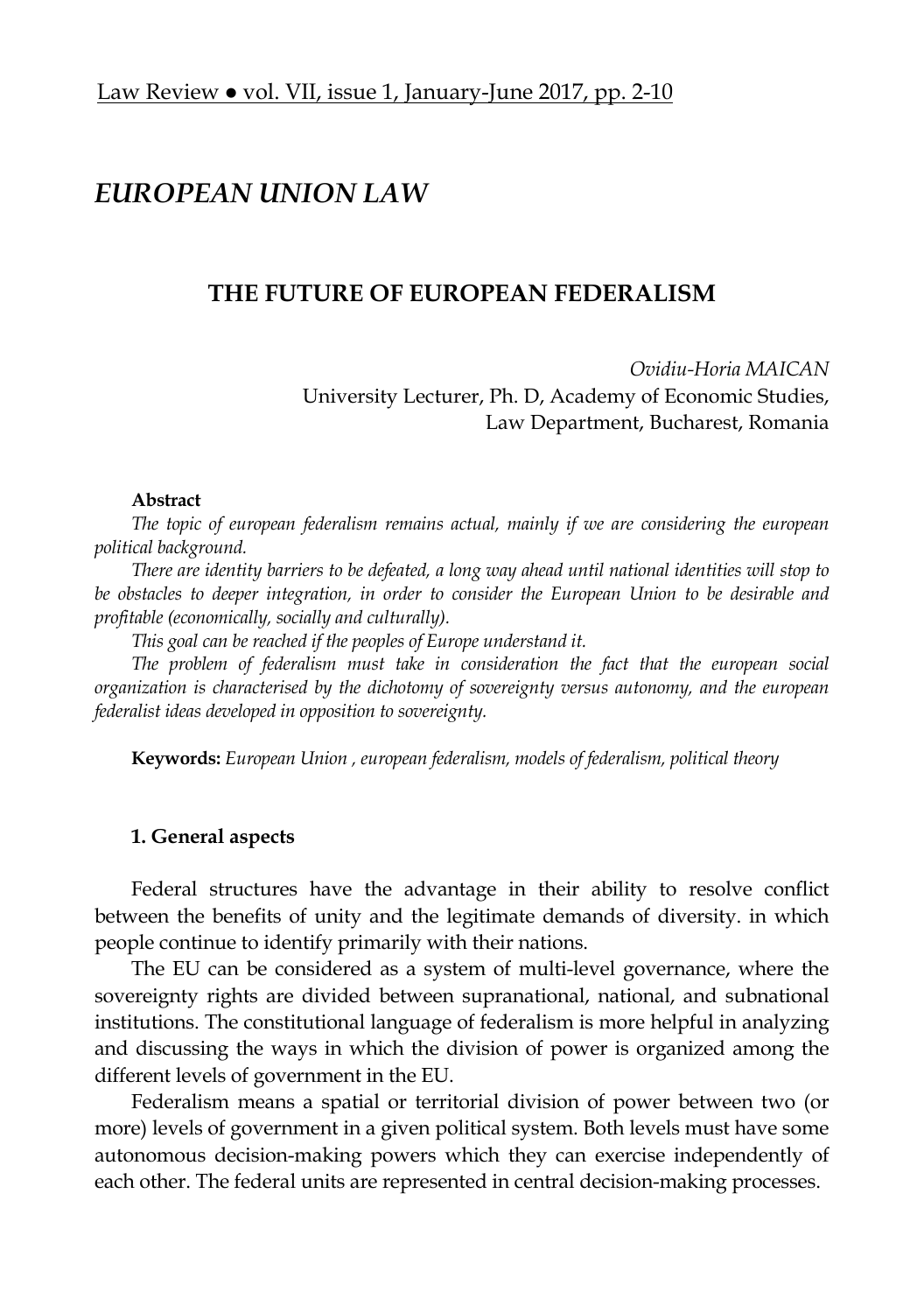## EUROPEAN UNION LAW

# THE FUTURE OF EUROPEAN FEDERALISM

*Ovidiu-Horia MAICAN*
University Lecturer, Ph. D, Academy of Economic Studies,
Law Department, Bucharest, Romania

**Abstract**

*The topic of european federalism remains actual, mainly if we are considering the european political background.*

*There are identity barriers to be defeated, a long way ahead until national identities will stop to be obstacles to deeper integration, in order to consider the European Union to be desirable and profitable (economically, socially and culturally).*

*This goal can be reached if the peoples of Europe understand it.*

*The problem of federalism must take in consideration the fact that the european social organization is characterised by the dichotomy of sovereignty versus autonomy, and the european federalist ideas developed in opposition to sovereignty.*

**Keywords:** *European Union , european federalism, models of federalism, political theory*

### 1. General aspects

Federal structures have the advantage in their ability to resolve conflict between the benefits of unity and the legitimate demands of diversity. in which people continue to identify primarily with their nations.

The EU can be considered as a system of multi-level governance, where the sovereignty rights are divided between supranational, national, and subnational institutions. The constitutional language of federalism is more helpful in analyzing and discussing the ways in which the division of power is organized among the different levels of government in the EU.

Federalism means a spatial or territorial division of power between two (or more) levels of government in a given political system. Both levels must have some autonomous decision-making powers which they can exercise independently of each other. The federal units are represented in central decision-making processes.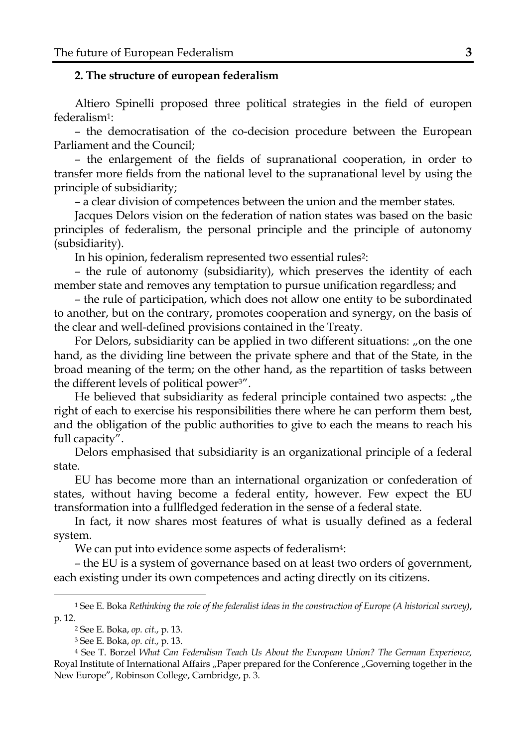## 2. The structure of european federalism

Altiero Spinelli proposed three political strategies in the field of europen federalism[1]:

– the democratisation of the co-decision procedure between the European Parliament and the Council;

– the enlargement of the fields of supranational cooperation, in order to transfer more fields from the national level to the supranational level by using the principle of subsidiarity;

– a clear division of competences between the union and the member states.

Jacques Delors vision on the federation of nation states was based on the basic principles of federalism, the personal principle and the principle of autonomy (subsidiarity).

In his opinion, federalism represented two essential rules[2]:

– the rule of autonomy (subsidiarity), which preserves the identity of each member state and removes any temptation to pursue unification regardless; and

– the rule of participation, which does not allow one entity to be subordinated to another, but on the contrary, promotes cooperation and synergy, on the basis of the clear and well-defined provisions contained in the Treaty.

For Delors, subsidiarity can be applied in two different situations: „on the one hand, as the dividing line between the private sphere and that of the State, in the broad meaning of the term; on the other hand, as the repartition of tasks between the different levels of political power[3]".

He believed that subsidiarity as federal principle contained two aspects: „the right of each to exercise his responsibilities there where he can perform them best, and the obligation of the public authorities to give to each the means to reach his full capacity".

Delors emphasised that subsidiarity is an organizational principle of a federal state.

EU has become more than an international organization or confederation of states, without having become a federal entity, however. Few expect the EU transformation into a fullfledged federation in the sense of a federal state.

In fact, it now shares most features of what is usually defined as a federal system.

We can put into evidence some aspects of federalism[4]:

– the EU is a system of governance based on at least two orders of government, each existing under its own competences and acting directly on its citizens.

---

[1] See E. Boka *Rethinking the role of the federalist ideas in the construction of Europe (A historical survey)*, p. 12.

[2] See E. Boka, *op. cit.*, p. 13.

[3] See E. Boka, *op. cit.*, p. 13.

[4] See T. Borzel *What Can Federalism Teach Us About the European Union? The German Experience,* Royal Institute of International Affairs „Paper prepared for the Conference „Governing together in the New Europe", Robinson College, Cambridge, p. 3.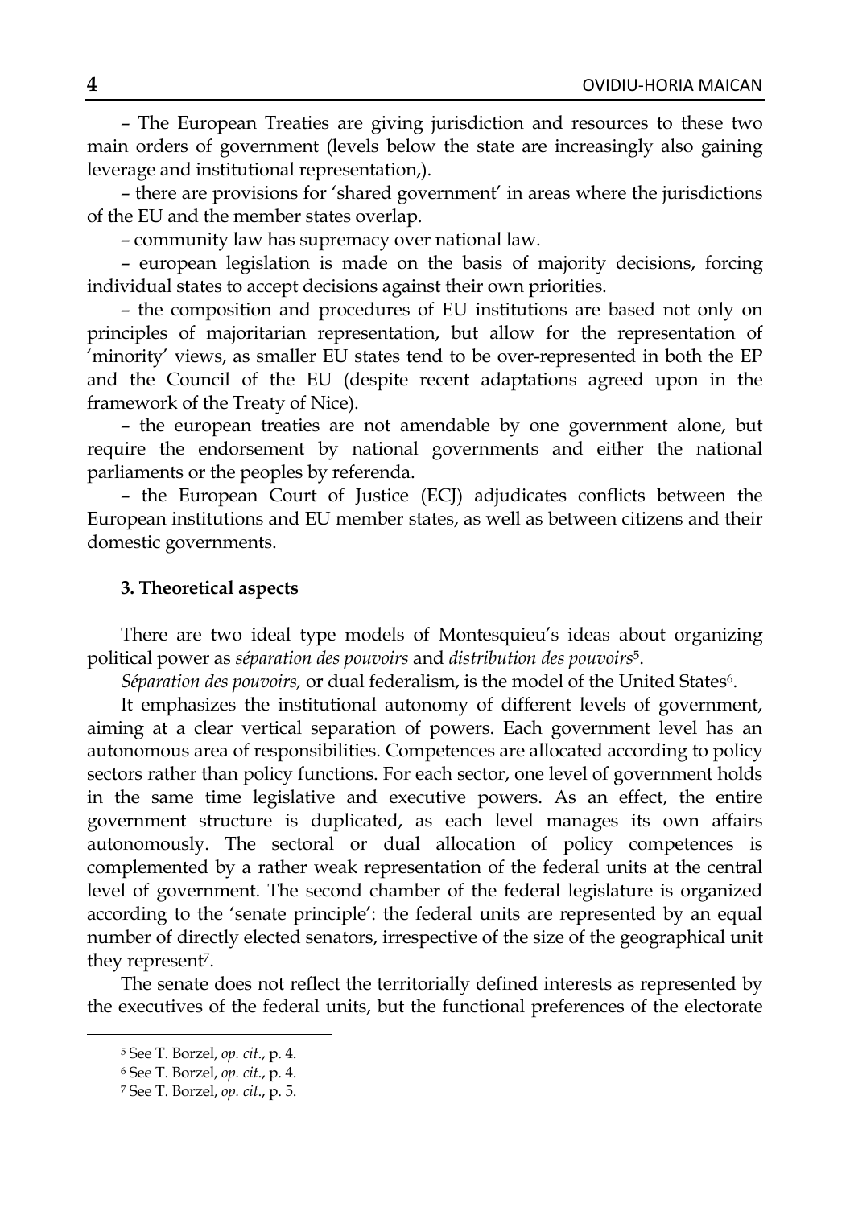– The European Treaties are giving jurisdiction and resources to these two main orders of government (levels below the state are increasingly also gaining leverage and institutional representation,).

– there are provisions for 'shared government' in areas where the jurisdictions of the EU and the member states overlap.

– community law has supremacy over national law.

– european legislation is made on the basis of majority decisions, forcing individual states to accept decisions against their own priorities.

– the composition and procedures of EU institutions are based not only on principles of majoritarian representation, but allow for the representation of 'minority' views, as smaller EU states tend to be over-represented in both the EP and the Council of the EU (despite recent adaptations agreed upon in the framework of the Treaty of Nice).

– the european treaties are not amendable by one government alone, but require the endorsement by national governments and either the national parliaments or the peoples by referenda.

– the European Court of Justice (ECJ) adjudicates conflicts between the European institutions and EU member states, as well as between citizens and their domestic governments.

### 3. Theoretical aspects

There are two ideal type models of Montesquieu's ideas about organizing political power as *séparation des pouvoirs* and *distribution des pouvoirs*[5].

*Séparation des pouvoirs,* or dual federalism, is the model of the United States[6].

It emphasizes the institutional autonomy of different levels of government, aiming at a clear vertical separation of powers. Each government level has an autonomous area of responsibilities. Competences are allocated according to policy sectors rather than policy functions. For each sector, one level of government holds in the same time legislative and executive powers. As an effect, the entire government structure is duplicated, as each level manages its own affairs autonomously. The sectoral or dual allocation of policy competences is complemented by a rather weak representation of the federal units at the central level of government. The second chamber of the federal legislature is organized according to the 'senate principle': the federal units are represented by an equal number of directly elected senators, irrespective of the size of the geographical unit they represent[7].

The senate does not reflect the territorially defined interests as represented by the executives of the federal units, but the functional preferences of the electorate

---

[5] See T. Borzel, *op. cit*., p. 4.

[6] See T. Borzel, *op. cit*., p. 4.

[7] See T. Borzel, *op. cit*., p. 5.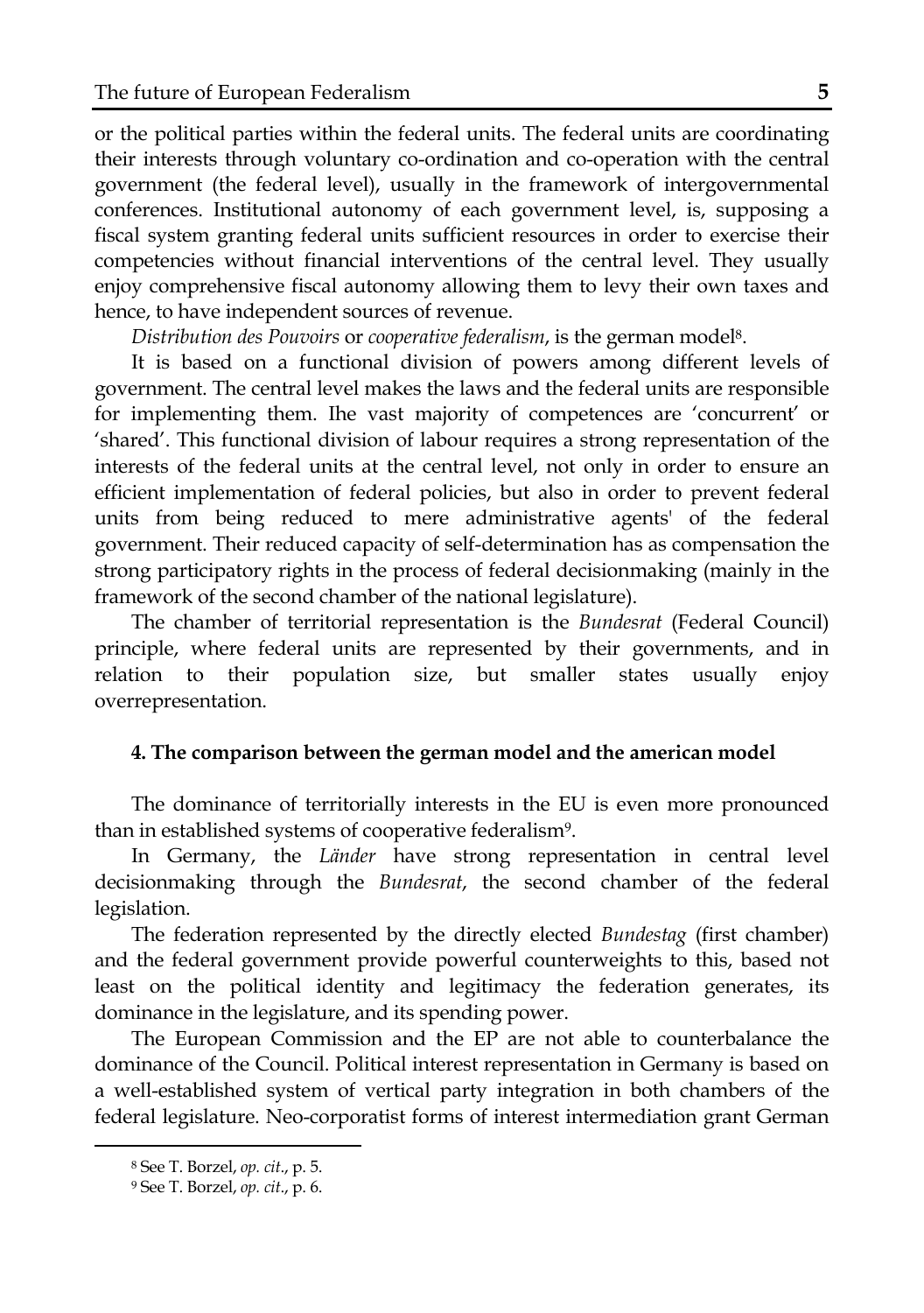or the political parties within the federal units. The federal units are coordinating their interests through voluntary co-ordination and co-operation with the central government (the federal level), usually in the framework of intergovernmental conferences. Institutional autonomy of each government level, is, supposing a fiscal system granting federal units sufficient resources in order to exercise their competencies without financial interventions of the central level. They usually enjoy comprehensive fiscal autonomy allowing them to levy their own taxes and hence, to have independent sources of revenue.

*Distribution des Pouvoirs* or *cooperative federalism*, is the german model[8].

It is based on a functional division of powers among different levels of government. The central level makes the laws and the federal units are responsible for implementing them. Ihe vast majority of competences are 'concurrent' or 'shared'. This functional division of labour requires a strong representation of the interests of the federal units at the central level, not only in order to ensure an efficient implementation of federal policies, but also in order to prevent federal units from being reduced to mere administrative agents' of the federal government. Their reduced capacity of self-determination has as compensation the strong participatory rights in the process of federal decisionmaking (mainly in the framework of the second chamber of the national legislature).

The chamber of territorial representation is the *Bundesrat* (Federal Council) principle, where federal units are represented by their governments, and in relation to their population size, but smaller states usually enjoy overrepresentation.

### 4. The comparison between the german model and the american model

The dominance of territorially interests in the EU is even more pronounced than in established systems of cooperative federalism[9].

In Germany, the *Länder* have strong representation in central level decisionmaking through the *Bundesrat*, the second chamber of the federal legislation.

The federation represented by the directly elected *Bundestag* (first chamber) and the federal government provide powerful counterweights to this, based not least on the political identity and legitimacy the federation generates, its dominance in the legislature, and its spending power.

The European Commission and the EP are not able to counterbalance the dominance of the Council. Political interest representation in Germany is based on a well-established system of vertical party integration in both chambers of the federal legislature. Neo-corporatist forms of interest intermediation grant German

---

[8] See T. Borzel, *op. cit.*, p. 5.

[9] See T. Borzel, *op. cit.*, p. 6.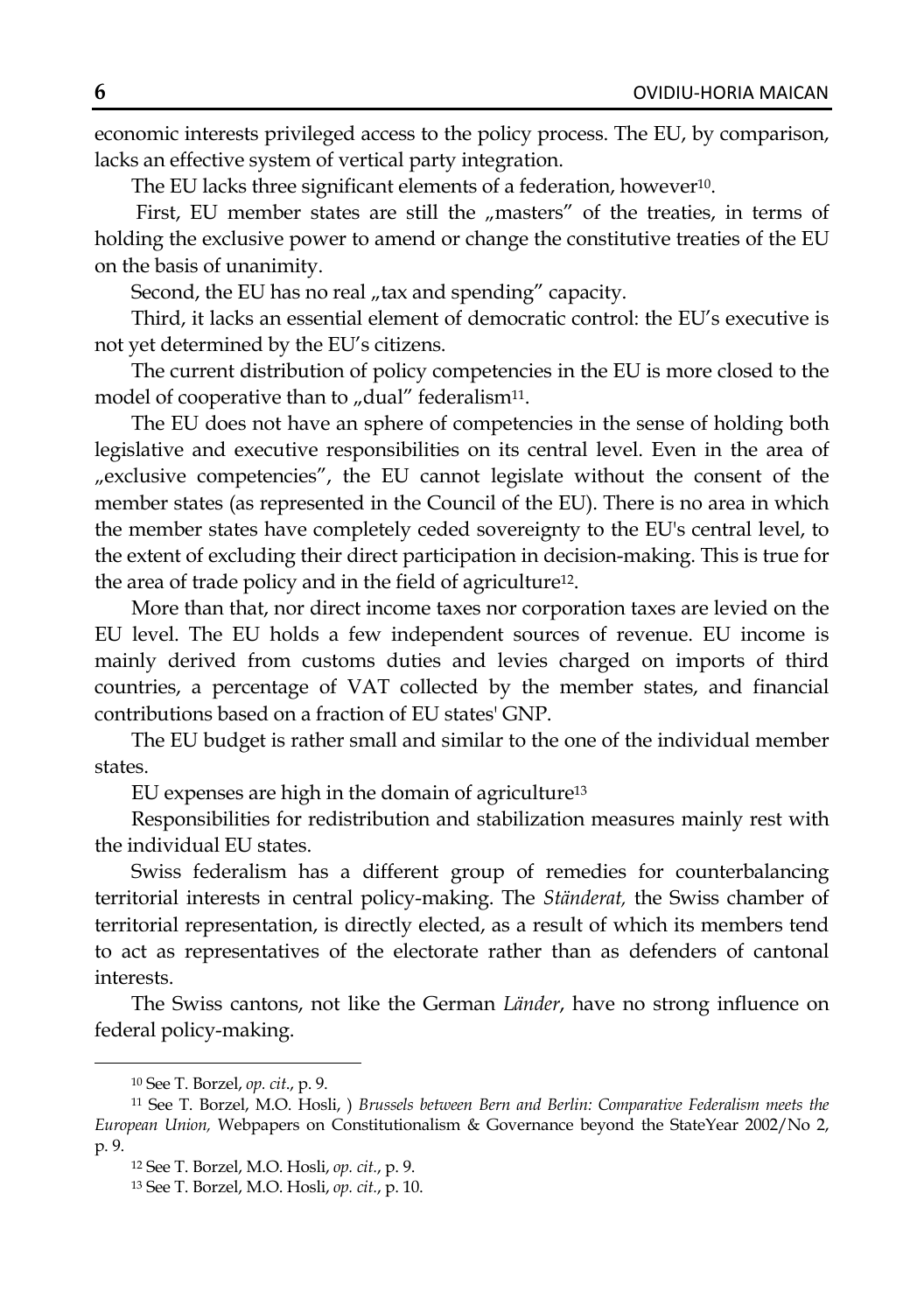economic interests privileged access to the policy process. The EU, by comparison, lacks an effective system of vertical party integration.

The EU lacks three significant elements of a federation, however[10].

First, EU member states are still the „masters" of the treaties, in terms of holding the exclusive power to amend or change the constitutive treaties of the EU on the basis of unanimity.

Second, the EU has no real „tax and spending" capacity.

Third, it lacks an essential element of democratic control: the EU's executive is not yet determined by the EU's citizens.

The current distribution of policy competencies in the EU is more closed to the model of cooperative than to „dual" federalism[11].

The EU does not have an sphere of competencies in the sense of holding both legislative and executive responsibilities on its central level. Even in the area of „exclusive competencies", the EU cannot legislate without the consent of the member states (as represented in the Council of the EU). There is no area in which the member states have completely ceded sovereignty to the EU's central level, to the extent of excluding their direct participation in decision-making. This is true for the area of trade policy and in the field of agriculture[12].

More than that, nor direct income taxes nor corporation taxes are levied on the EU level. The EU holds a few independent sources of revenue. EU income is mainly derived from customs duties and levies charged on imports of third countries, a percentage of VAT collected by the member states, and financial contributions based on a fraction of EU states' GNP.

The EU budget is rather small and similar to the one of the individual member states.

EU expenses are high in the domain of agriculture[13]

Responsibilities for redistribution and stabilization measures mainly rest with the individual EU states.

Swiss federalism has a different group of remedies for counterbalancing territorial interests in central policy-making. The *Ständerat,* the Swiss chamber of territorial representation, is directly elected, as a result of which its members tend to act as representatives of the electorate rather than as defenders of cantonal interests.

The Swiss cantons, not like the German *Länder*, have no strong influence on federal policy-making.

---

[10] See T. Borzel, *op. cit.*, p. 9.

[11] See T. Borzel, M.O. Hosli, ) *Brussels between Bern and Berlin: Comparative Federalism meets the European Union,* Webpapers on Constitutionalism & Governance beyond the StateYear 2002/No 2, p. 9.

[12] See T. Borzel, M.O. Hosli, *op. cit.*, p. 9.

[13] See T. Borzel, M.O. Hosli, *op. cit.*, p. 10.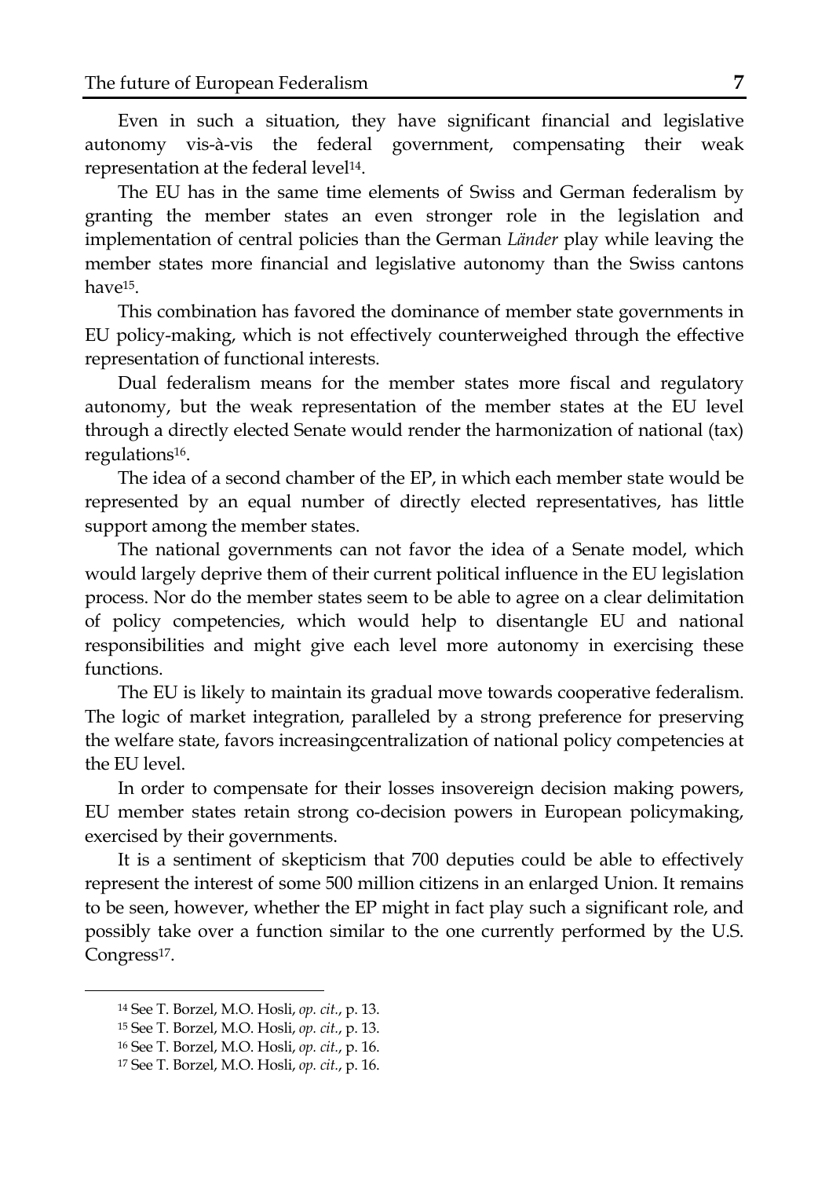Even in such a situation, they have significant financial and legislative autonomy vis-à-vis the federal government, compensating their weak representation at the federal level[14].

The EU has in the same time elements of Swiss and German federalism by granting the member states an even stronger role in the legislation and implementation of central policies than the German *Länder* play while leaving the member states more financial and legislative autonomy than the Swiss cantons have[15].

This combination has favored the dominance of member state governments in EU policy-making, which is not effectively counterweighed through the effective representation of functional interests.

Dual federalism means for the member states more fiscal and regulatory autonomy, but the weak representation of the member states at the EU level through a directly elected Senate would render the harmonization of national (tax) regulations[16].

The idea of a second chamber of the EP, in which each member state would be represented by an equal number of directly elected representatives, has little support among the member states.

The national governments can not favor the idea of a Senate model, which would largely deprive them of their current political influence in the EU legislation process. Nor do the member states seem to be able to agree on a clear delimitation of policy competencies, which would help to disentangle EU and national responsibilities and might give each level more autonomy in exercising these functions.

The EU is likely to maintain its gradual move towards cooperative federalism. The logic of market integration, paralleled by a strong preference for preserving the welfare state, favors increasingcentralization of national policy competencies at the EU level.

In order to compensate for their losses insovereign decision making powers, EU member states retain strong co-decision powers in European policymaking, exercised by their governments.

It is a sentiment of skepticism that 700 deputies could be able to effectively represent the interest of some 500 million citizens in an enlarged Union. It remains to be seen, however, whether the EP might in fact play such a significant role, and possibly take over a function similar to the one currently performed by the U.S. Congress[17].

---

[14] See T. Borzel, M.O. Hosli, *op. cit.*, p. 13.

[15] See T. Borzel, M.O. Hosli, *op. cit.*, p. 13.

[16] See T. Borzel, M.O. Hosli, *op. cit.*, p. 16.

[17] See T. Borzel, M.O. Hosli, *op. cit.*, p. 16.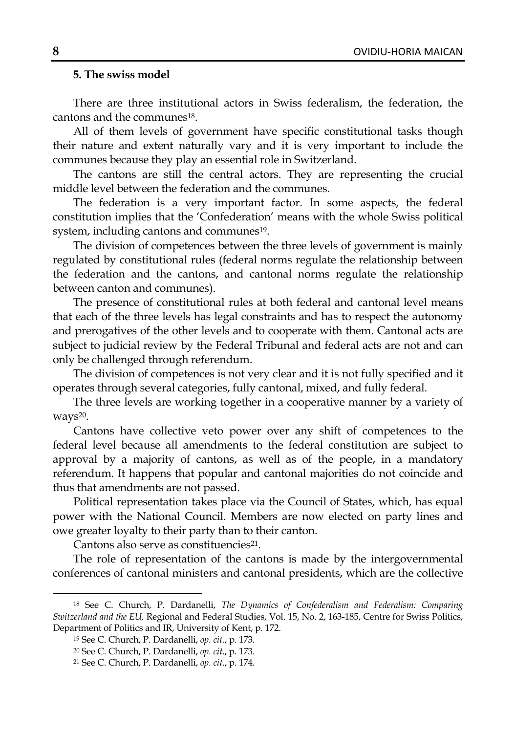### 5. The swiss model

There are three institutional actors in Swiss federalism, the federation, the cantons and the communes[18].

All of them levels of government have specific constitutional tasks though their nature and extent naturally vary and it is very important to include the communes because they play an essential role in Switzerland.

The cantons are still the central actors. They are representing the crucial middle level between the federation and the communes.

The federation is a very important factor. In some aspects, the federal constitution implies that the 'Confederation' means with the whole Swiss political system, including cantons and communes[19].

The division of competences between the three levels of government is mainly regulated by constitutional rules (federal norms regulate the relationship between the federation and the cantons, and cantonal norms regulate the relationship between canton and communes).

The presence of constitutional rules at both federal and cantonal level means that each of the three levels has legal constraints and has to respect the autonomy and prerogatives of the other levels and to cooperate with them. Cantonal acts are subject to judicial review by the Federal Tribunal and federal acts are not and can only be challenged through referendum.

The division of competences is not very clear and it is not fully specified and it operates through several categories, fully cantonal, mixed, and fully federal.

The three levels are working together in a cooperative manner by a variety of ways[20].

Cantons have collective veto power over any shift of competences to the federal level because all amendments to the federal constitution are subject to approval by a majority of cantons, as well as of the people, in a mandatory referendum. It happens that popular and cantonal majorities do not coincide and thus that amendments are not passed.

Political representation takes place via the Council of States, which, has equal power with the National Council. Members are now elected on party lines and owe greater loyalty to their party than to their canton.

Cantons also serve as constituencies[21].

The role of representation of the cantons is made by the intergovernmental conferences of cantonal ministers and cantonal presidents, which are the collective

---

[18] See C. Church, P. Dardanelli, *The Dynamics of Confederalism and Federalism: Comparing Switzerland and the EU,* Regional and Federal Studies, Vol. 15, No. 2, 163-185, Centre for Swiss Politics, Department of Politics and IR, University of Kent, p. 172.

[19] See C. Church, P. Dardanelli, *op. cit.*, p. 173.

[20] See C. Church, P. Dardanelli, *op. cit*., p. 173.

[21] See C. Church, P. Dardanelli, *op. cit*., p. 174.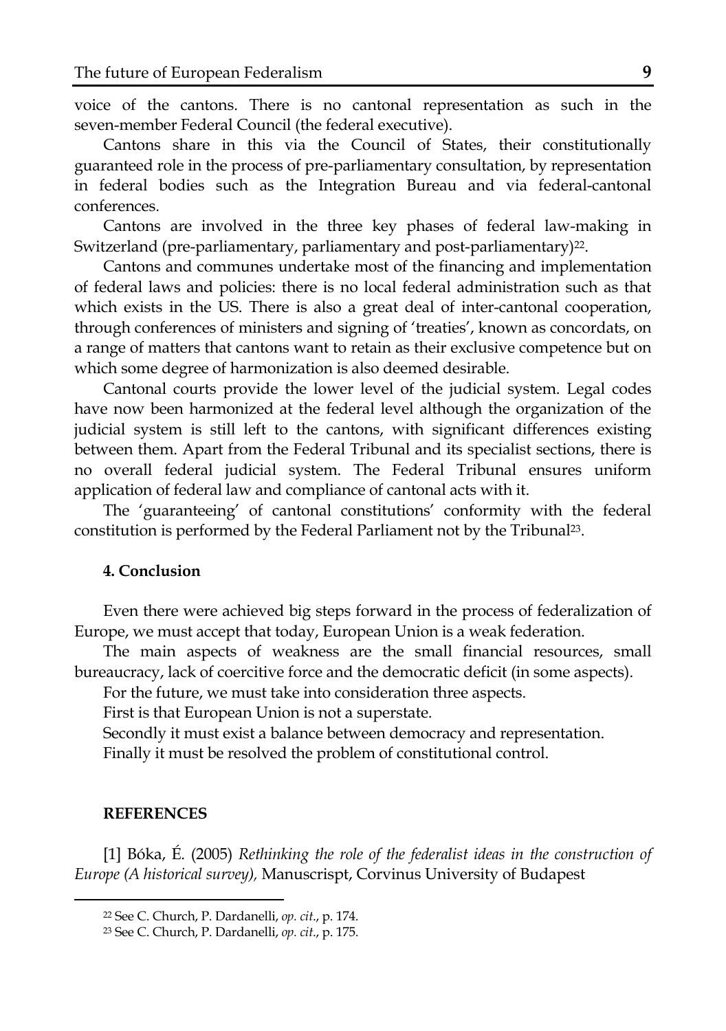voice of the cantons. There is no cantonal representation as such in the seven-member Federal Council (the federal executive).

Cantons share in this via the Council of States, their constitutionally guaranteed role in the process of pre-parliamentary consultation, by representation in federal bodies such as the Integration Bureau and via federal-cantonal conferences.

Cantons are involved in the three key phases of federal law-making in Switzerland (pre-parliamentary, parliamentary and post-parliamentary)[22].

Cantons and communes undertake most of the financing and implementation of federal laws and policies: there is no local federal administration such as that which exists in the US. There is also a great deal of inter-cantonal cooperation, through conferences of ministers and signing of 'treaties', known as concordats, on a range of matters that cantons want to retain as their exclusive competence but on which some degree of harmonization is also deemed desirable.

Cantonal courts provide the lower level of the judicial system. Legal codes have now been harmonized at the federal level although the organization of the judicial system is still left to the cantons, with significant differences existing between them. Apart from the Federal Tribunal and its specialist sections, there is no overall federal judicial system. The Federal Tribunal ensures uniform application of federal law and compliance of cantonal acts with it.

The 'guaranteeing' of cantonal constitutions' conformity with the federal constitution is performed by the Federal Parliament not by the Tribunal[23].

### 4. Conclusion

Even there were achieved big steps forward in the process of federalization of Europe, we must accept that today, European Union is a weak federation.

The main aspects of weakness are the small financial resources, small bureaucracy, lack of coercitive force and the democratic deficit (in some aspects).

For the future, we must take into consideration three aspects.

First is that European Union is not a superstate.

Secondly it must exist a balance between democracy and representation.

Finally it must be resolved the problem of constitutional control.

### REFERENCES

[1] Bóka, É. (2005) *Rethinking the role of the federalist ideas in the construction of Europe (A historical survey),* Manuscrispt, Corvinus University of Budapest

---

[22] See C. Church, P. Dardanelli, *op. cit.*, p. 174.

[23] See C. Church, P. Dardanelli, *op. cit.*, p. 175.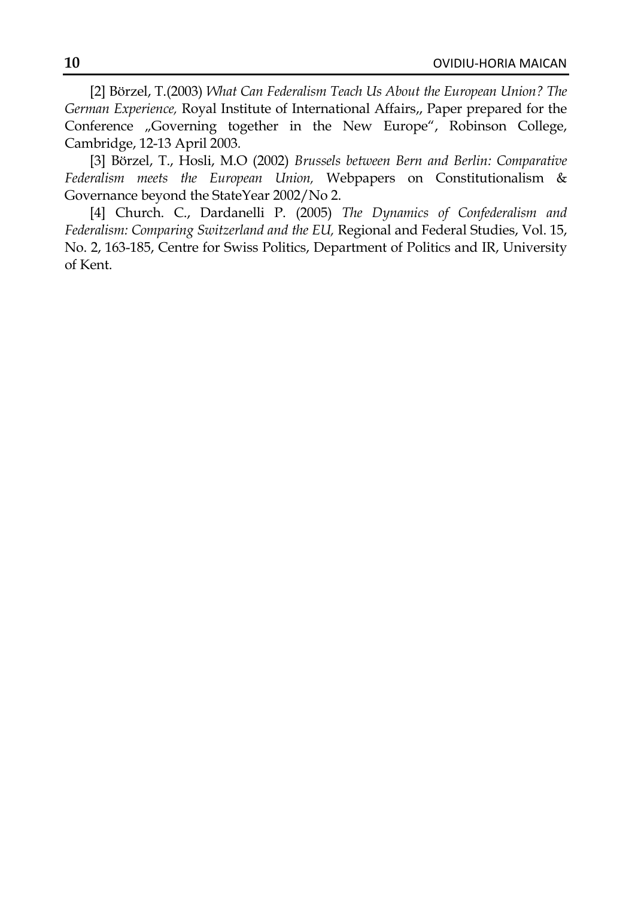[2] Börzel, T.(2003) *What Can Federalism Teach Us About the European Union? The German Experience,* Royal Institute of International Affairs,, Paper prepared for the Conference „Governing together in the New Europe", Robinson College, Cambridge, 12-13 April 2003.

[3] Börzel, T., Hosli, M.O (2002) *Brussels between Bern and Berlin: Comparative Federalism meets the European Union,* Webpapers on Constitutionalism & Governance beyond the StateYear 2002/No 2.

[4] Church. C., Dardanelli P. (2005) *The Dynamics of Confederalism and Federalism: Comparing Switzerland and the EU,* Regional and Federal Studies, Vol. 15, No. 2, 163-185, Centre for Swiss Politics, Department of Politics and IR, University of Kent.